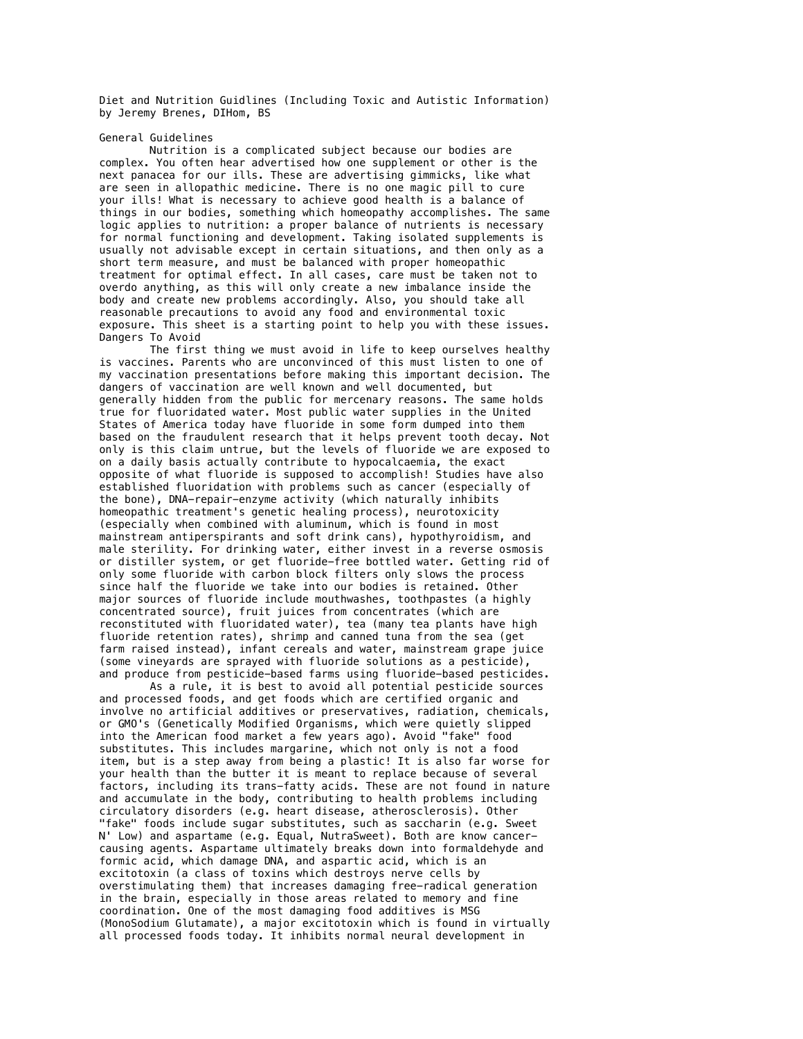Diet and Nutrition Guidlines (Including Toxic and Autistic Information)
by Jeremy Brenes, DIHom, BS

## General Guidelines

Nutrition is a complicated subject because our bodies are complex. You often hear advertised how one supplement or other is the next panacea for our ills. These are advertising gimmicks, like what are seen in allopathic medicine. There is no one magic pill to cure your ills! What is necessary to achieve good health is a balance of things in our bodies, something which homeopathy accomplishes. The same logic applies to nutrition: a proper balance of nutrients is necessary for normal functioning and development. Taking isolated supplements is usually not advisable except in certain situations, and then only as a short term measure, and must be balanced with proper homeopathic treatment for optimal effect. In all cases, care must be taken not to overdo anything, as this will only create a new imbalance inside the body and create new problems accordingly. Also, you should take all reasonable precautions to avoid any food and environmental toxic exposure. This sheet is a starting point to help you with these issues.

## Dangers To Avoid

The first thing we must avoid in life to keep ourselves healthy is vaccines. Parents who are unconvinced of this must listen to one of my vaccination presentations before making this important decision. The dangers of vaccination are well known and well documented, but generally hidden from the public for mercenary reasons. The same holds true for fluoridated water. Most public water supplies in the United States of America today have fluoride in some form dumped into them based on the fraudulent research that it helps prevent tooth decay. Not only is this claim untrue, but the levels of fluoride we are exposed to on a daily basis actually contribute to hypocalcaemia, the exact opposite of what fluoride is supposed to accomplish! Studies have also established fluoridation with problems such as cancer (especially of the bone), DNA-repair-enzyme activity (which naturally inhibits homeopathic treatment's genetic healing process), neurotoxicity (especially when combined with aluminum, which is found in most mainstream antiperspirants and soft drink cans), hypothyroidism, and male sterility. For drinking water, either invest in a reverse osmosis or distiller system, or get fluoride-free bottled water. Getting rid of only some fluoride with carbon block filters only slows the process since half the fluoride we take into our bodies is retained. Other major sources of fluoride include mouthwashes, toothpastes (a highly concentrated source), fruit juices from concentrates (which are reconstituted with fluoridated water), tea (many tea plants have high fluoride retention rates), shrimp and canned tuna from the sea (get farm raised instead), infant cereals and water, mainstream grape juice (some vineyards are sprayed with fluoride solutions as a pesticide), and produce from pesticide-based farms using fluoride-based pesticides.

As a rule, it is best to avoid all potential pesticide sources and processed foods, and get foods which are certified organic and involve no artificial additives or preservatives, radiation, chemicals, or GMO's (Genetically Modified Organisms, which were quietly slipped into the American food market a few years ago). Avoid "fake" food substitutes. This includes margarine, which not only is not a food item, but is a step away from being a plastic! It is also far worse for your health than the butter it is meant to replace because of several factors, including its trans-fatty acids. These are not found in nature and accumulate in the body, contributing to health problems including circulatory disorders (e.g. heart disease, atherosclerosis). Other "fake" foods include sugar substitutes, such as saccharin (e.g. Sweet N' Low) and aspartame (e.g. Equal, NutraSweet). Both are know cancer-causing agents. Aspartame ultimately breaks down into formaldehyde and formic acid, which damage DNA, and aspartic acid, which is an excitotoxin (a class of toxins which destroys nerve cells by overstimulating them) that increases damaging free-radical generation in the brain, especially in those areas related to memory and fine coordination. One of the most damaging food additives is MSG (MonoSodium Glutamate), a major excitotoxin which is found in virtually all processed foods today. It inhibits normal neural development in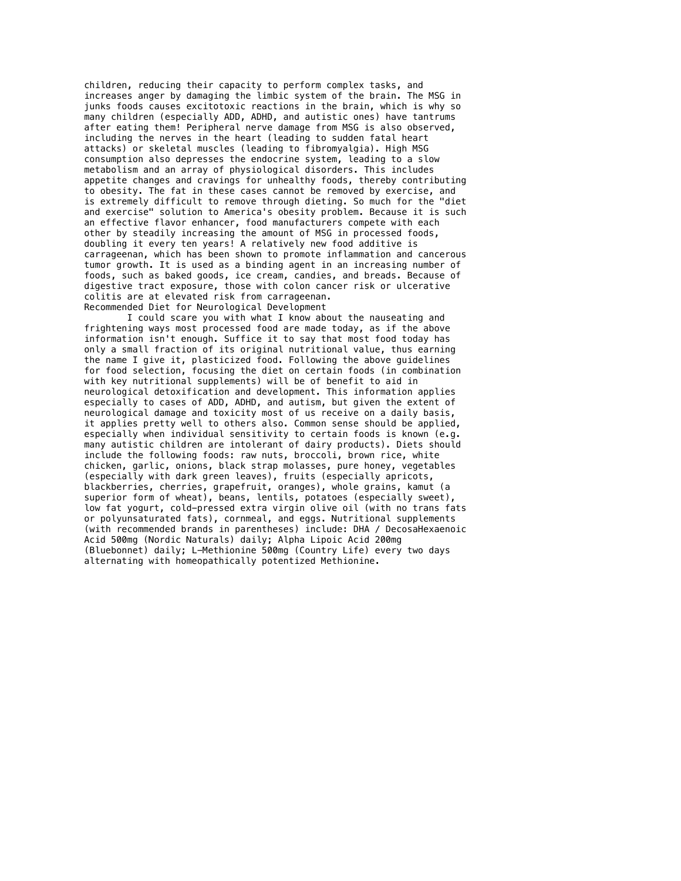children, reducing their capacity to perform complex tasks, and increases anger by damaging the limbic system of the brain. The MSG in junks foods causes excitotoxic reactions in the brain, which is why so many children (especially ADD, ADHD, and autistic ones) have tantrums after eating them! Peripheral nerve damage from MSG is also observed, including the nerves in the heart (leading to sudden fatal heart attacks) or skeletal muscles (leading to fibromyalgia). High MSG consumption also depresses the endocrine system, leading to a slow metabolism and an array of physiological disorders. This includes appetite changes and cravings for unhealthy foods, thereby contributing to obesity. The fat in these cases cannot be removed by exercise, and is extremely difficult to remove through dieting. So much for the "diet and exercise" solution to America's obesity problem. Because it is such an effective flavor enhancer, food manufacturers compete with each other by steadily increasing the amount of MSG in processed foods, doubling it every ten years! A relatively new food additive is carrageenan, which has been shown to promote inflammation and cancerous tumor growth. It is used as a binding agent in an increasing number of foods, such as baked goods, ice cream, candies, and breads. Because of digestive tract exposure, those with colon cancer risk or ulcerative colitis are at elevated risk from carrageenan.

## Recommended Diet for Neurological Development

I could scare you with what I know about the nauseating and frightening ways most processed food are made today, as if the above information isn't enough. Suffice it to say that most food today has only a small fraction of its original nutritional value, thus earning the name I give it, plasticized food. Following the above guidelines for food selection, focusing the diet on certain foods (in combination with key nutritional supplements) will be of benefit to aid in neurological detoxification and development. This information applies especially to cases of ADD, ADHD, and autism, but given the extent of neurological damage and toxicity most of us receive on a daily basis, it applies pretty well to others also. Common sense should be applied, especially when individual sensitivity to certain foods is known (e.g. many autistic children are intolerant of dairy products). Diets should include the following foods: raw nuts, broccoli, brown rice, white chicken, garlic, onions, black strap molasses, pure honey, vegetables (especially with dark green leaves), fruits (especially apricots, blackberries, cherries, grapefruit, oranges), whole grains, kamut (a superior form of wheat), beans, lentils, potatoes (especially sweet), low fat yogurt, cold-pressed extra virgin olive oil (with no trans fats or polyunsaturated fats), cornmeal, and eggs. Nutritional supplements (with recommended brands in parentheses) include: DHA / DecosaHexaenoic Acid 500mg (Nordic Naturals) daily; Alpha Lipoic Acid 200mg (Bluebonnet) daily; L-Methionine 500mg (Country Life) every two days alternating with homeopathically potentized Methionine.